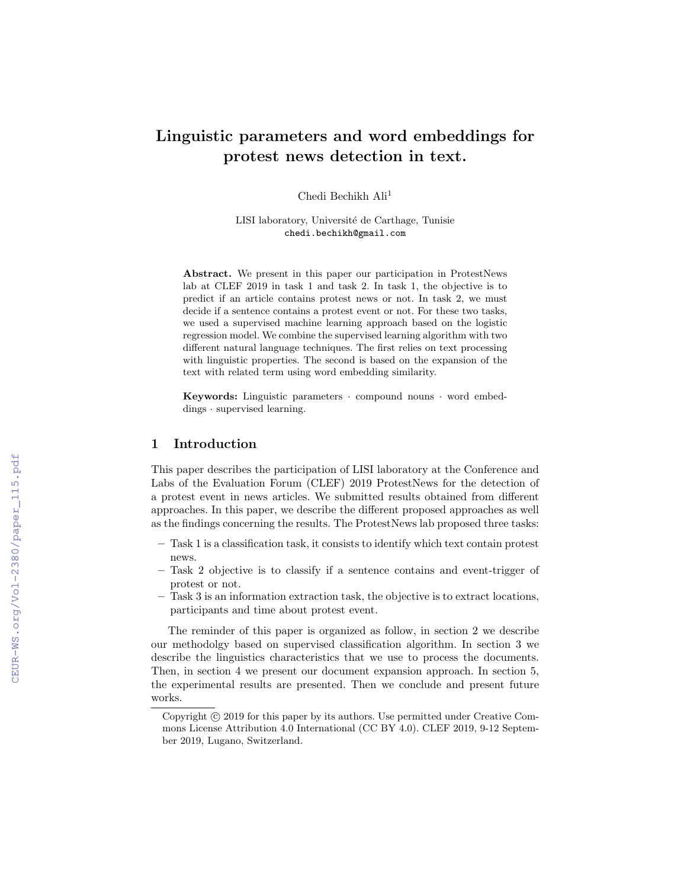# Linguistic parameters and word embeddings for protest news detection in text.

Chedi Bechikh Ali[1]

LISI laboratory, Université de Carthage, Tunisie
chedi.bechikh@gmail.com

**Abstract.** We present in this paper our participation in ProtestNews lab at CLEF 2019 in task 1 and task 2. In task 1, the objective is to predict if an article contains protest news or not. In task 2, we must decide if a sentence contains a protest event or not. For these two tasks, we used a supervised machine learning approach based on the logistic regression model. We combine the supervised learning algorithm with two different natural language techniques. The first relies on text processing with linguistic properties. The second is based on the expansion of the text with related term using word embedding similarity.

**Keywords:** Linguistic parameters · compound nouns · word embeddings · supervised learning.

## 1 Introduction

This paper describes the participation of LISI laboratory at the Conference and Labs of the Evaluation Forum (CLEF) 2019 ProtestNews for the detection of a protest event in news articles. We submitted results obtained from different approaches. In this paper, we describe the different proposed approaches as well as the findings concerning the results. The ProtestNews lab proposed three tasks:

- Task 1 is a classification task, it consists to identify which text contain protest news.
- Task 2 objective is to classify if a sentence contains and event-trigger of protest or not.
- Task 3 is an information extraction task, the objective is to extract locations, participants and time about protest event.

The reminder of this paper is organized as follow, in section 2 we describe our methodolgy based on supervised classification algorithm. In section 3 we describe the linguistics characteristics that we use to process the documents. Then, in section 4 we present our document expansion approach. In section 5, the experimental results are presented. Then we conclude and present future works.

Copyright © 2019 for this paper by its authors. Use permitted under Creative Commons License Attribution 4.0 International (CC BY 4.0). CLEF 2019, 9-12 September 2019, Lugano, Switzerland.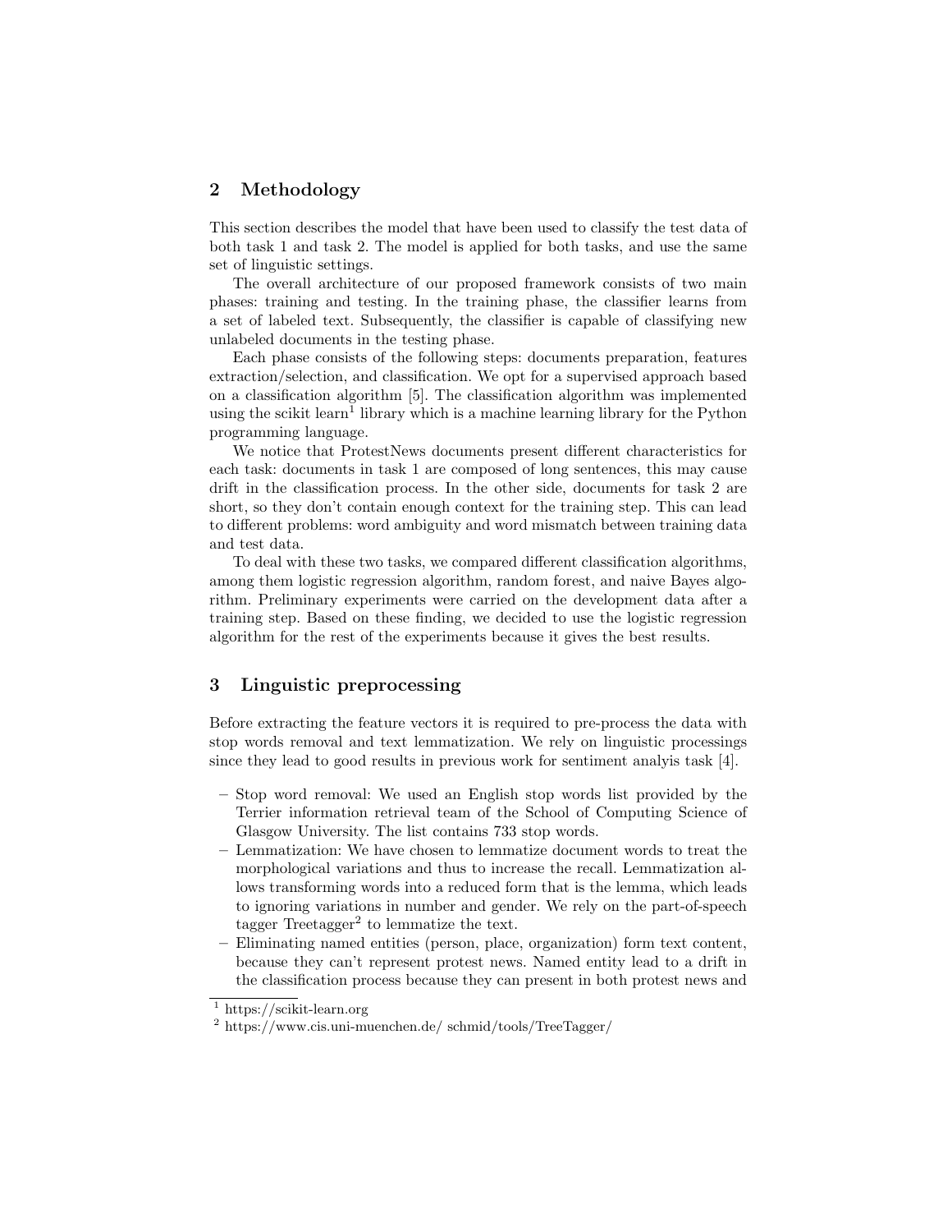## 2 Methodology

This section describes the model that have been used to classify the test data of both task 1 and task 2. The model is applied for both tasks, and use the same set of linguistic settings.

The overall architecture of our proposed framework consists of two main phases: training and testing. In the training phase, the classifier learns from a set of labeled text. Subsequently, the classifier is capable of classifying new unlabeled documents in the testing phase.

Each phase consists of the following steps: documents preparation, features extraction/selection, and classification. We opt for a supervised approach based on a classification algorithm [5]. The classification algorithm was implemented using the scikit learn[1] library which is a machine learning library for the Python programming language.

We notice that ProtestNews documents present different characteristics for each task: documents in task 1 are composed of long sentences, this may cause drift in the classification process. In the other side, documents for task 2 are short, so they don't contain enough context for the training step. This can lead to different problems: word ambiguity and word mismatch between training data and test data.

To deal with these two tasks, we compared different classification algorithms, among them logistic regression algorithm, random forest, and naive Bayes algorithm. Preliminary experiments were carried on the development data after a training step. Based on these finding, we decided to use the logistic regression algorithm for the rest of the experiments because it gives the best results.

## 3 Linguistic preprocessing

Before extracting the feature vectors it is required to pre-process the data with stop words removal and text lemmatization. We rely on linguistic processings since they lead to good results in previous work for sentiment analyis task [4].

- Stop word removal: We used an English stop words list provided by the Terrier information retrieval team of the School of Computing Science of Glasgow University. The list contains 733 stop words.
- Lemmatization: We have chosen to lemmatize document words to treat the morphological variations and thus to increase the recall. Lemmatization allows transforming words into a reduced form that is the lemma, which leads to ignoring variations in number and gender. We rely on the part-of-speech tagger Treetagger[2] to lemmatize the text.
- Eliminating named entities (person, place, organization) form text content, because they can't represent protest news. Named entity lead to a drift in the classification process because they can present in both protest news and

[1] https://scikit-learn.org

[2] https://www.cis.uni-muenchen.de/ schmid/tools/TreeTagger/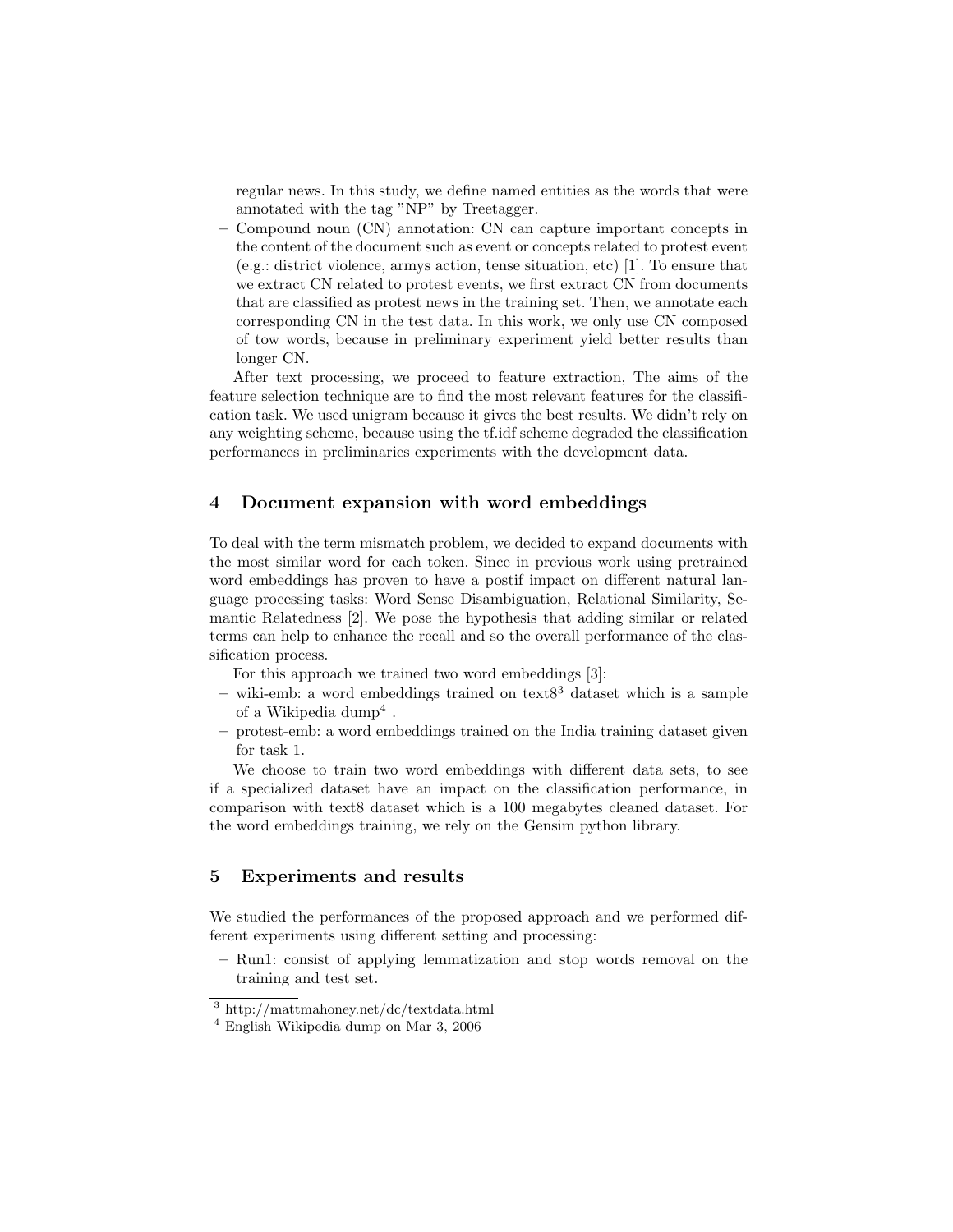regular news. In this study, we define named entities as the words that were annotated with the tag "NP" by Treetagger.

- Compound noun (CN) annotation: CN can capture important concepts in the content of the document such as event or concepts related to protest event (e.g.: district violence, armys action, tense situation, etc) [1]. To ensure that we extract CN related to protest events, we first extract CN from documents that are classified as protest news in the training set. Then, we annotate each corresponding CN in the test data. In this work, we only use CN composed of tow words, because in preliminary experiment yield better results than longer CN.

After text processing, we proceed to feature extraction, The aims of the feature selection technique are to find the most relevant features for the classification task. We used unigram because it gives the best results. We didn't rely on any weighting scheme, because using the tf.idf scheme degraded the classification performances in preliminaries experiments with the development data.

## 4 Document expansion with word embeddings

To deal with the term mismatch problem, we decided to expand documents with the most similar word for each token. Since in previous work using pretrained word embeddings has proven to have a postif impact on different natural language processing tasks: Word Sense Disambiguation, Relational Similarity, Semantic Relatedness [2]. We pose the hypothesis that adding similar or related terms can help to enhance the recall and so the overall performance of the classification process.

For this approach we trained two word embeddings [3]:

- wiki-emb: a word embeddings trained on text8[3] dataset which is a sample of a Wikipedia dump[4] .
- protest-emb: a word embeddings trained on the India training dataset given for task 1.

We choose to train two word embeddings with different data sets, to see if a specialized dataset have an impact on the classification performance, in comparison with text8 dataset which is a 100 megabytes cleaned dataset. For the word embeddings training, we rely on the Gensim python library.

## 5 Experiments and results

We studied the performances of the proposed approach and we performed different experiments using different setting and processing:

- Run1: consist of applying lemmatization and stop words removal on the training and test set.

[3] http://mattmahoney.net/dc/textdata.html

[4] English Wikipedia dump on Mar 3, 2006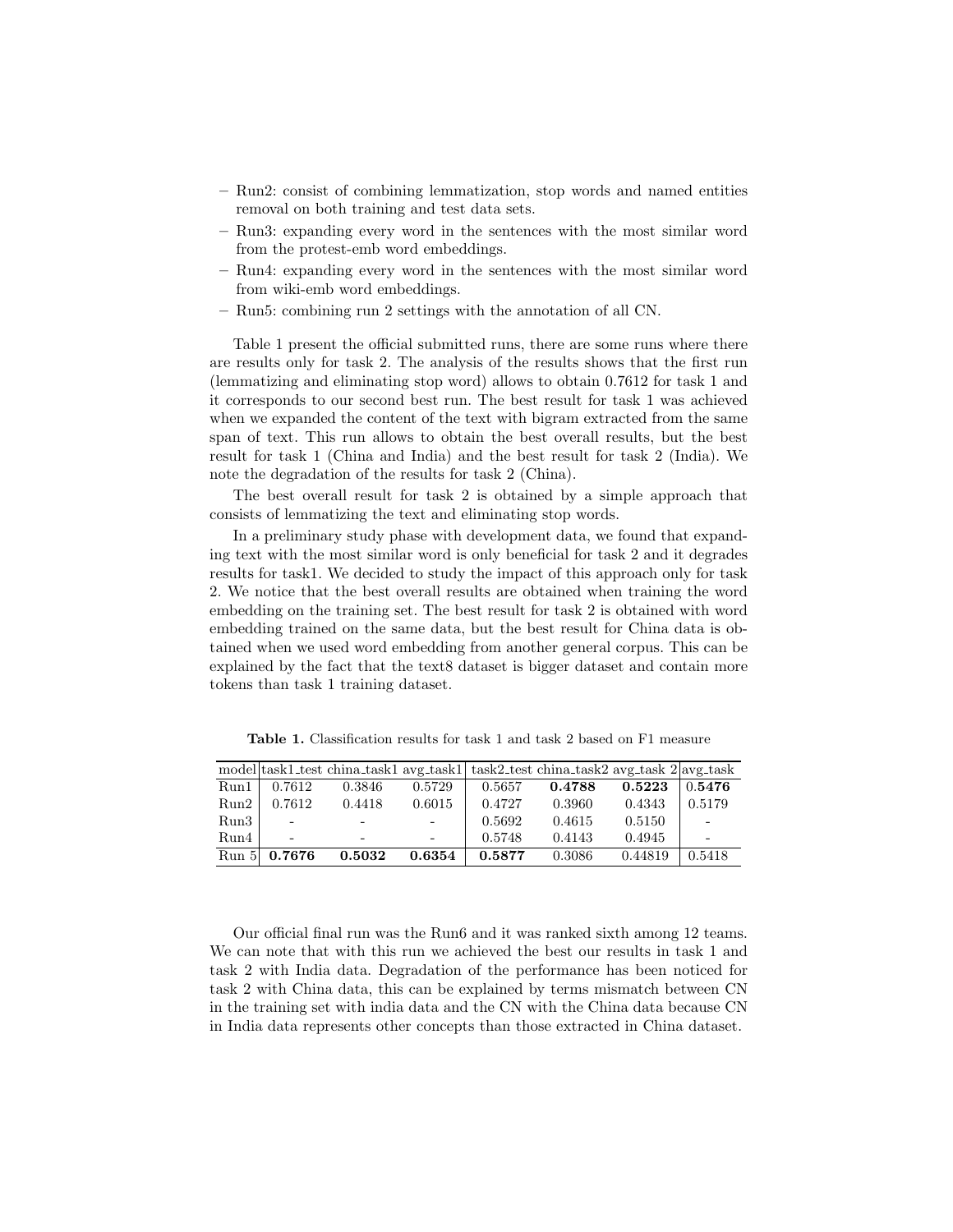– Run2: consist of combining lemmatization, stop words and named entities removal on both training and test data sets.
– Run3: expanding every word in the sentences with the most similar word from the protest-emb word embeddings.
– Run4: expanding every word in the sentences with the most similar word from wiki-emb word embeddings.
– Run5: combining run 2 settings with the annotation of all CN.

Table 1 present the official submitted runs, there are some runs where there are results only for task 2. The analysis of the results shows that the first run (lemmatizing and eliminating stop word) allows to obtain 0.7612 for task 1 and it corresponds to our second best run. The best result for task 1 was achieved when we expanded the content of the text with bigram extracted from the same span of text. This run allows to obtain the best overall results, but the best result for task 1 (China and India) and the best result for task 2 (India). We note the degradation of the results for task 2 (China).

The best overall result for task 2 is obtained by a simple approach that consists of lemmatizing the text and eliminating stop words.

In a preliminary study phase with development data, we found that expanding text with the most similar word is only beneficial for task 2 and it degrades results for task1. We decided to study the impact of this approach only for task 2. We notice that the best overall results are obtained when training the word embedding on the training set. The best result for task 2 is obtained with word embedding trained on the same data, but the best result for China data is obtained when we used word embedding from another general corpus. This can be explained by the fact that the text8 dataset is bigger dataset and contain more tokens than task 1 training dataset.

**Table 1.** Classification results for task 1 and task 2 based on F1 measure

| model | task1_test | china_task1 | avg_task1 | task2_test | china_task2 | avg_task 2 | avg_task |
|---|---|---|---|---|---|---|---|
| Run1 | 0.7612 | 0.3846 | 0.5729 | 0.5657 | **0.4788** | **0.5223** | 0.**5476** |
| Run2 | 0.7612 | 0.4418 | 0.6015 | 0.4727 | 0.3960 | 0.4343 | 0.5179 |
| Run3 | - | - | - | 0.5692 | 0.4615 | 0.5150 | - |
| Run4 | - | - | - | 0.5748 | 0.4143 | 0.4945 | - |
| Run 5 | **0.7676** | **0.5032** | **0.6354** | **0.5877** | 0.3086 | 0.44819 | 0.5418 |

Our official final run was the Run6 and it was ranked sixth among 12 teams. We can note that with this run we achieved the best our results in task 1 and task 2 with India data. Degradation of the performance has been noticed for task 2 with China data, this can be explained by terms mismatch between CN in the training set with india data and the CN with the China data because CN in India data represents other concepts than those extracted in China dataset.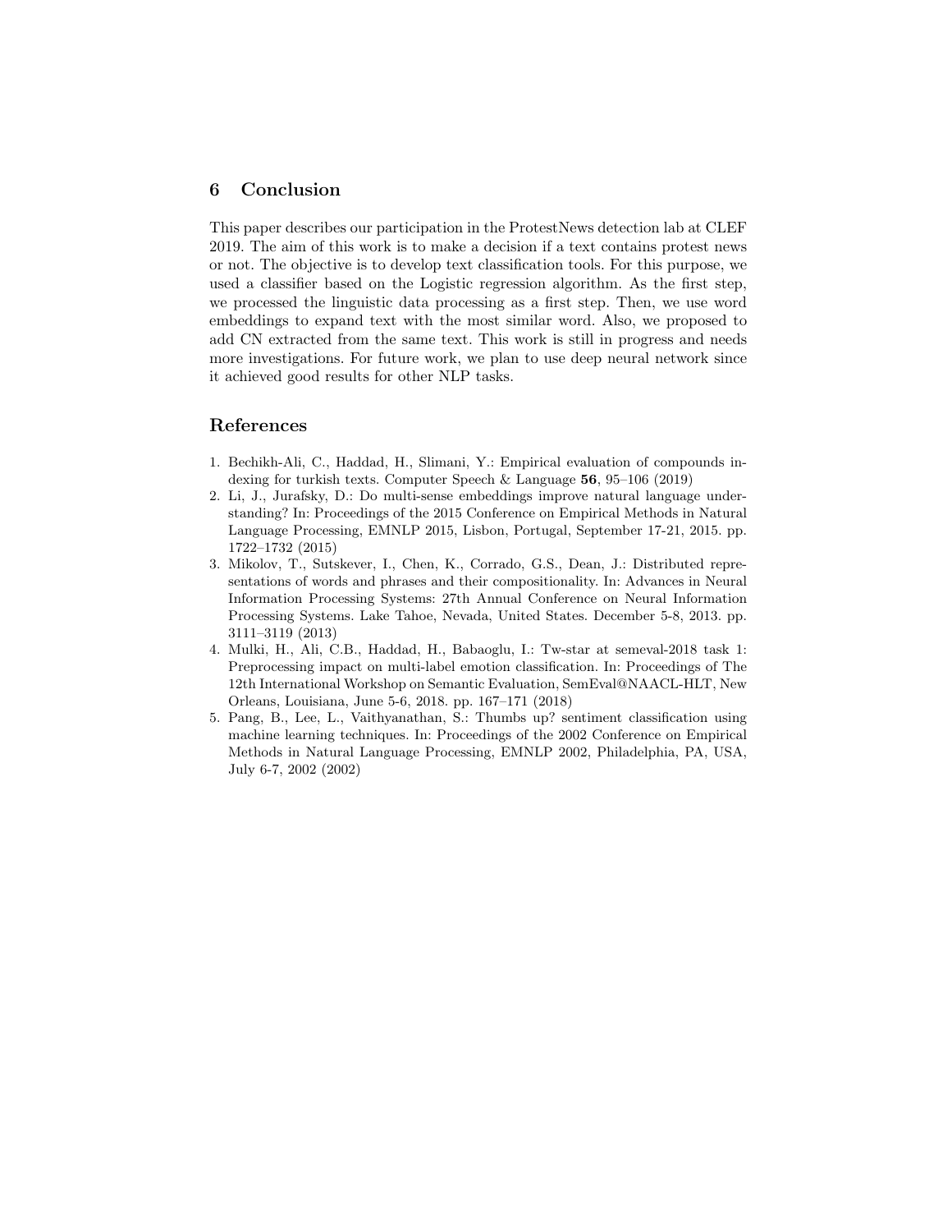## 6 Conclusion

This paper describes our participation in the ProtestNews detection lab at CLEF 2019. The aim of this work is to make a decision if a text contains protest news or not. The objective is to develop text classification tools. For this purpose, we used a classifier based on the Logistic regression algorithm. As the first step, we processed the linguistic data processing as a first step. Then, we use word embeddings to expand text with the most similar word. Also, we proposed to add CN extracted from the same text. This work is still in progress and needs more investigations. For future work, we plan to use deep neural network since it achieved good results for other NLP tasks.

## References

1. Bechikh-Ali, C., Haddad, H., Slimani, Y.: Empirical evaluation of compounds indexing for turkish texts. Computer Speech & Language **56**, 95–106 (2019)
2. Li, J., Jurafsky, D.: Do multi-sense embeddings improve natural language understanding? In: Proceedings of the 2015 Conference on Empirical Methods in Natural Language Processing, EMNLP 2015, Lisbon, Portugal, September 17-21, 2015. pp. 1722–1732 (2015)
3. Mikolov, T., Sutskever, I., Chen, K., Corrado, G.S., Dean, J.: Distributed representations of words and phrases and their compositionality. In: Advances in Neural Information Processing Systems: 27th Annual Conference on Neural Information Processing Systems. Lake Tahoe, Nevada, United States. December 5-8, 2013. pp. 3111–3119 (2013)
4. Mulki, H., Ali, C.B., Haddad, H., Babaoglu, I.: Tw-star at semeval-2018 task 1: Preprocessing impact on multi-label emotion classification. In: Proceedings of The 12th International Workshop on Semantic Evaluation, SemEval@NAACL-HLT, New Orleans, Louisiana, June 5-6, 2018. pp. 167–171 (2018)
5. Pang, B., Lee, L., Vaithyanathan, S.: Thumbs up? sentiment classification using machine learning techniques. In: Proceedings of the 2002 Conference on Empirical Methods in Natural Language Processing, EMNLP 2002, Philadelphia, PA, USA, July 6-7, 2002 (2002)